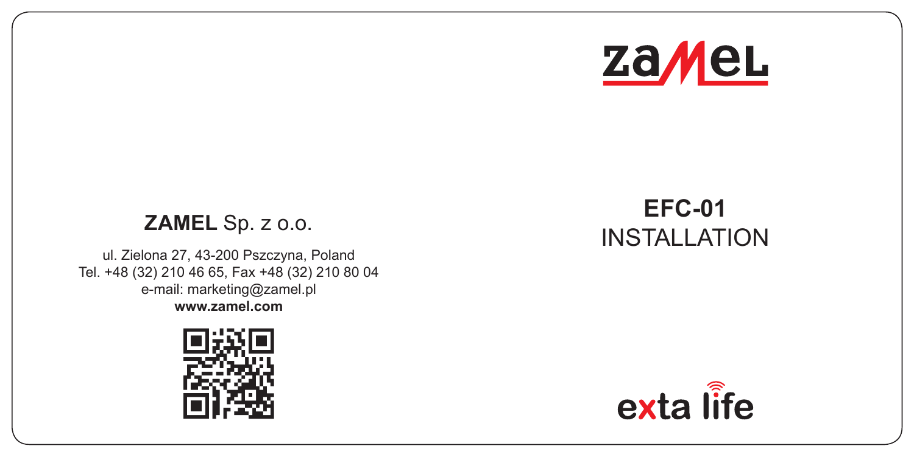# EFC-01
## INSTALLATION

**ZAMEL** Sp. z o.o.

ul. Zielona 27, 43-200 Pszczyna, Poland
Tel. +48 (32) 210 46 65, Fax +48 (32) 210 80 04
e-mail: marketing@zamel.pl
**www.zamel.com**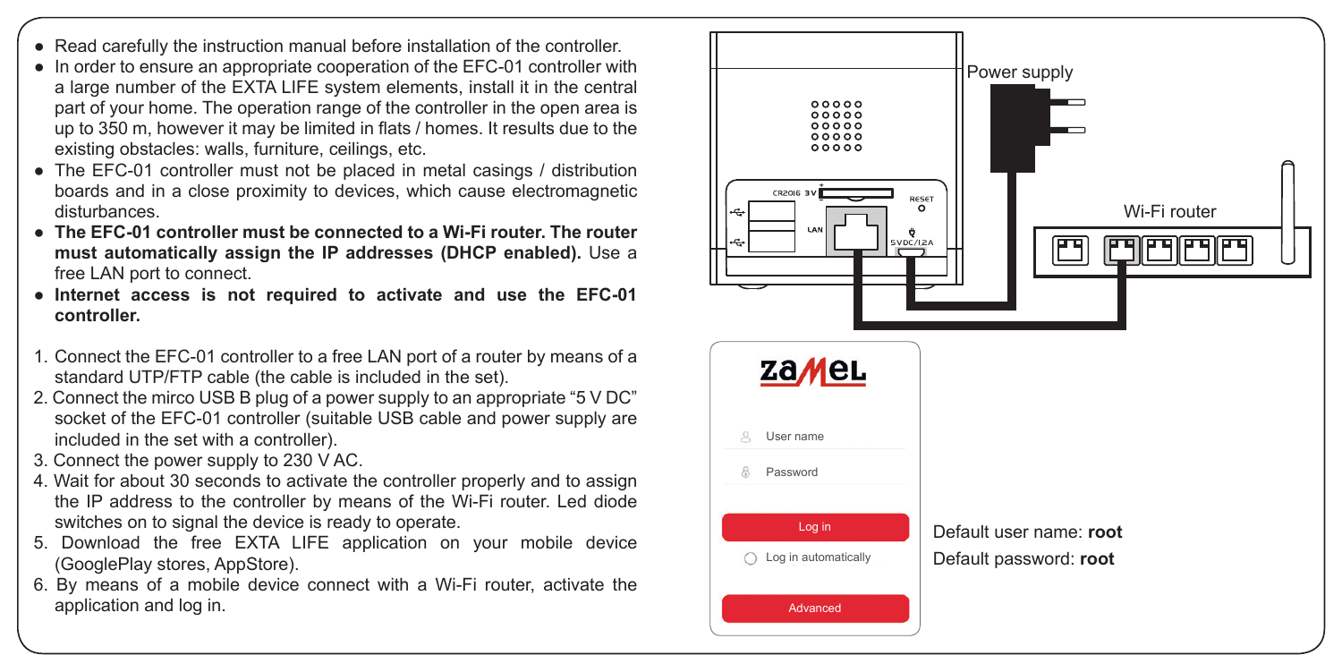- Read carefully the instruction manual before installation of the controller.
- In order to ensure an appropriate cooperation of the EFC-01 controller with a large number of the EXTA LIFE system elements, install it in the central part of your home. The operation range of the controller in the open area is up to 350 m, however it may be limited in flats / homes. It results due to the existing obstacles: walls, furniture, ceilings, etc.
- The EFC-01 controller must not be placed in metal casings / distribution boards and in a close proximity to devices, which cause electromagnetic disturbances.
- **The EFC-01 controller must be connected to a Wi-Fi router. The router must automatically assign the IP addresses (DHCP enabled).** Use a free LAN port to connect.
- **Internet access is not required to activate and use the EFC-01 controller.**

1. Connect the EFC-01 controller to a free LAN port of a router by means of a standard UTP/FTP cable (the cable is included in the set).
2. Connect the mirco USB B plug of a power supply to an appropriate "5 V DC" socket of the EFC-01 controller (suitable USB cable and power supply are included in the set with a controller).
3. Connect the power supply to 230 V AC.
4. Wait for about 30 seconds to activate the controller properly and to assign the IP address to the controller by means of the Wi-Fi router. Led diode switches on to signal the device is ready to operate.
5. Download the free EXTA LIFE application on your mobile device (GooglePlay stores, AppStore).
6. By means of a mobile device connect with a Wi-Fi router, activate the application and log in.

Power supply

Wi-Fi router

CR2016 3V

RESET

LAN

5VDC/1.2A

zamel

User name

Password

Log in

Log in automatically

Advanced

Default user name: **root**

Default password: **root**